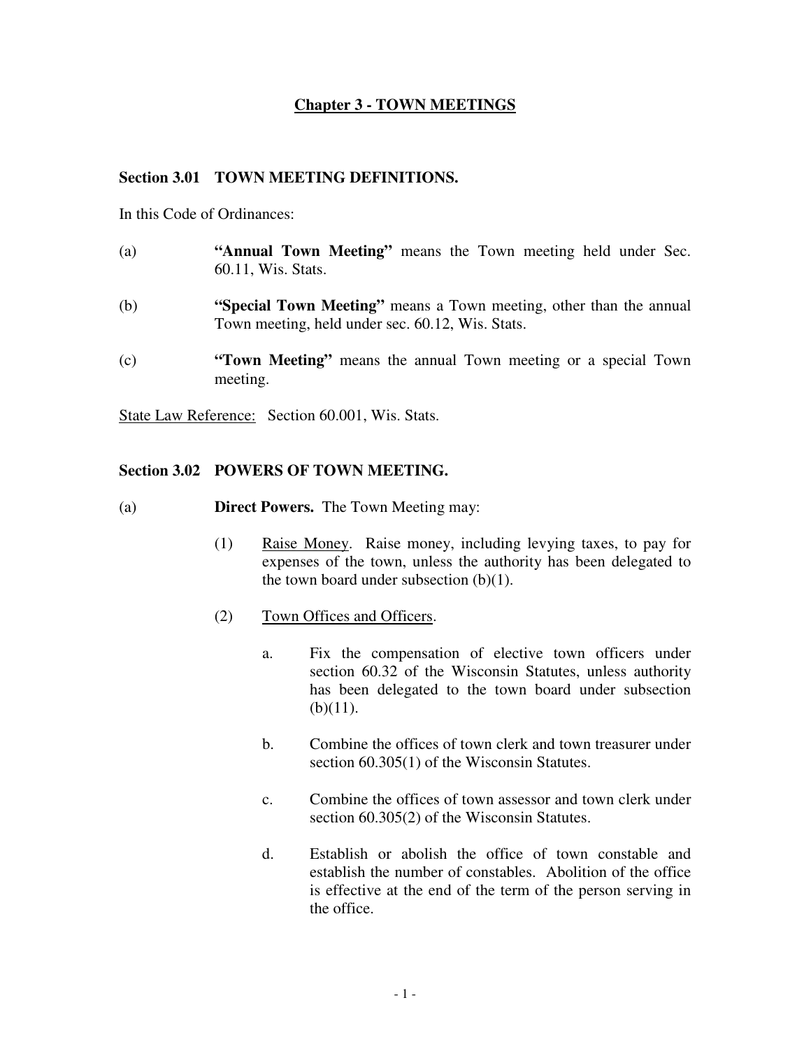# Chapter 3 - TOWN MEETINGS

## Section 3.01 TOWN MEETING DEFINITIONS.

In this Code of Ordinances:

(a) **"Annual Town Meeting"** means the Town meeting held under Sec. 60.11, Wis. Stats.

(b) **"Special Town Meeting"** means a Town meeting, other than the annual Town meeting, held under sec. 60.12, Wis. Stats.

(c) **"Town Meeting"** means the annual Town meeting or a special Town meeting.

State Law Reference: Section 60.001, Wis. Stats.

## Section 3.02 POWERS OF TOWN MEETING.

(a) **Direct Powers.** The Town Meeting may:

(1) Raise Money. Raise money, including levying taxes, to pay for expenses of the town, unless the authority has been delegated to the town board under subsection (b)(1).

(2) Town Offices and Officers.

a. Fix the compensation of elective town officers under section 60.32 of the Wisconsin Statutes, unless authority has been delegated to the town board under subsection (b)(11).

b. Combine the offices of town clerk and town treasurer under section 60.305(1) of the Wisconsin Statutes.

c. Combine the offices of town assessor and town clerk under section 60.305(2) of the Wisconsin Statutes.

d. Establish or abolish the office of town constable and establish the number of constables. Abolition of the office is effective at the end of the term of the person serving in the office.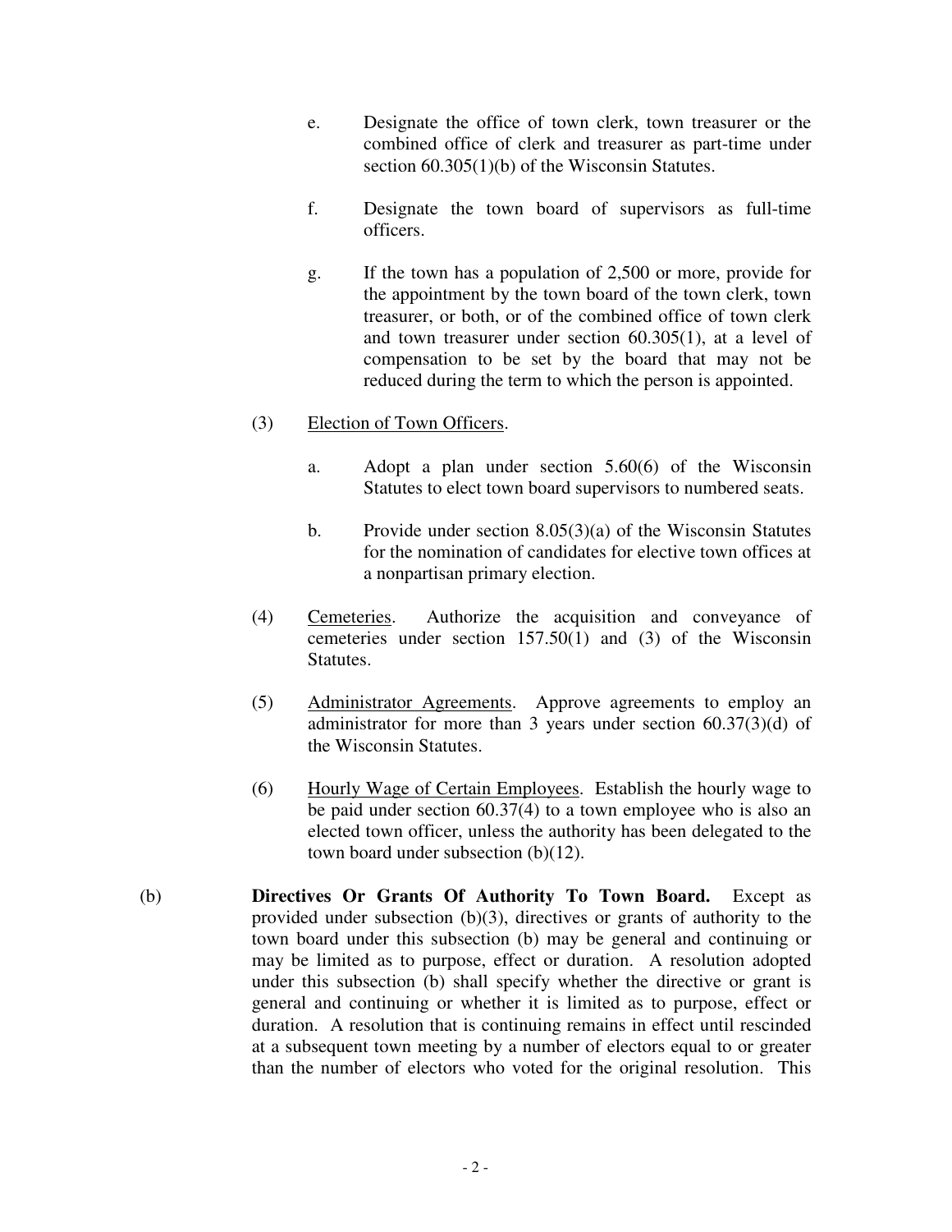e. Designate the office of town clerk, town treasurer or the combined office of clerk and treasurer as part-time under section 60.305(1)(b) of the Wisconsin Statutes.

f. Designate the town board of supervisors as full-time officers.

g. If the town has a population of 2,500 or more, provide for the appointment by the town board of the town clerk, town treasurer, or both, or of the combined office of town clerk and town treasurer under section 60.305(1), at a level of compensation to be set by the board that may not be reduced during the term to which the person is appointed.

(3) <u>Election of Town Officers</u>.

a. Adopt a plan under section 5.60(6) of the Wisconsin Statutes to elect town board supervisors to numbered seats.

b. Provide under section 8.05(3)(a) of the Wisconsin Statutes for the nomination of candidates for elective town offices at a nonpartisan primary election.

(4) <u>Cemeteries</u>. Authorize the acquisition and conveyance of cemeteries under section 157.50(1) and (3) of the Wisconsin Statutes.

(5) <u>Administrator Agreements</u>. Approve agreements to employ an administrator for more than 3 years under section 60.37(3)(d) of the Wisconsin Statutes.

(6) <u>Hourly Wage of Certain Employees</u>. Establish the hourly wage to be paid under section 60.37(4) to a town employee who is also an elected town officer, unless the authority has been delegated to the town board under subsection (b)(12).

(b) **Directives Or Grants Of Authority To Town Board.** Except as provided under subsection (b)(3), directives or grants of authority to the town board under this subsection (b) may be general and continuing or may be limited as to purpose, effect or duration. A resolution adopted under this subsection (b) shall specify whether the directive or grant is general and continuing or whether it is limited as to purpose, effect or duration. A resolution that is continuing remains in effect until rescinded at a subsequent town meeting by a number of electors equal to or greater than the number of electors who voted for the original resolution. This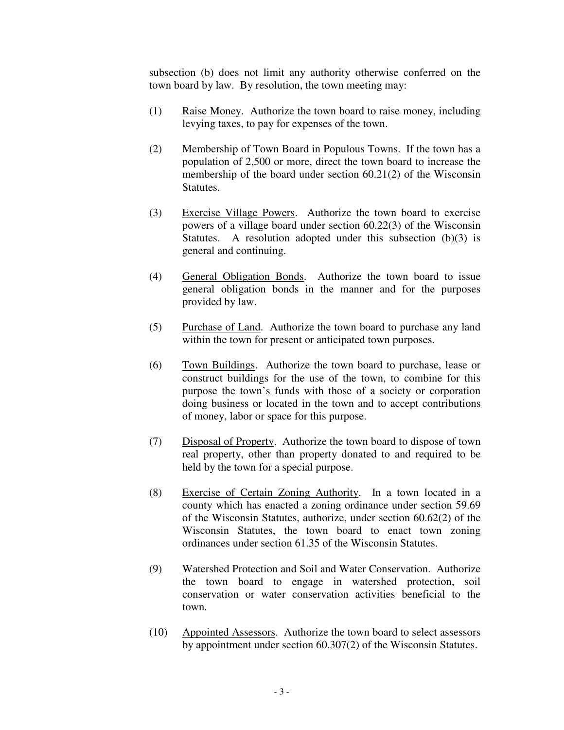subsection (b) does not limit any authority otherwise conferred on the town board by law. By resolution, the town meeting may:

(1) Raise Money. Authorize the town board to raise money, including levying taxes, to pay for expenses of the town.

(2) Membership of Town Board in Populous Towns. If the town has a population of 2,500 or more, direct the town board to increase the membership of the board under section 60.21(2) of the Wisconsin Statutes.

(3) Exercise Village Powers. Authorize the town board to exercise powers of a village board under section 60.22(3) of the Wisconsin Statutes. A resolution adopted under this subsection (b)(3) is general and continuing.

(4) General Obligation Bonds. Authorize the town board to issue general obligation bonds in the manner and for the purposes provided by law.

(5) Purchase of Land. Authorize the town board to purchase any land within the town for present or anticipated town purposes.

(6) Town Buildings. Authorize the town board to purchase, lease or construct buildings for the use of the town, to combine for this purpose the town's funds with those of a society or corporation doing business or located in the town and to accept contributions of money, labor or space for this purpose.

(7) Disposal of Property. Authorize the town board to dispose of town real property, other than property donated to and required to be held by the town for a special purpose.

(8) Exercise of Certain Zoning Authority. In a town located in a county which has enacted a zoning ordinance under section 59.69 of the Wisconsin Statutes, authorize, under section 60.62(2) of the Wisconsin Statutes, the town board to enact town zoning ordinances under section 61.35 of the Wisconsin Statutes.

(9) Watershed Protection and Soil and Water Conservation. Authorize the town board to engage in watershed protection, soil conservation or water conservation activities beneficial to the town.

(10) Appointed Assessors. Authorize the town board to select assessors by appointment under section 60.307(2) of the Wisconsin Statutes.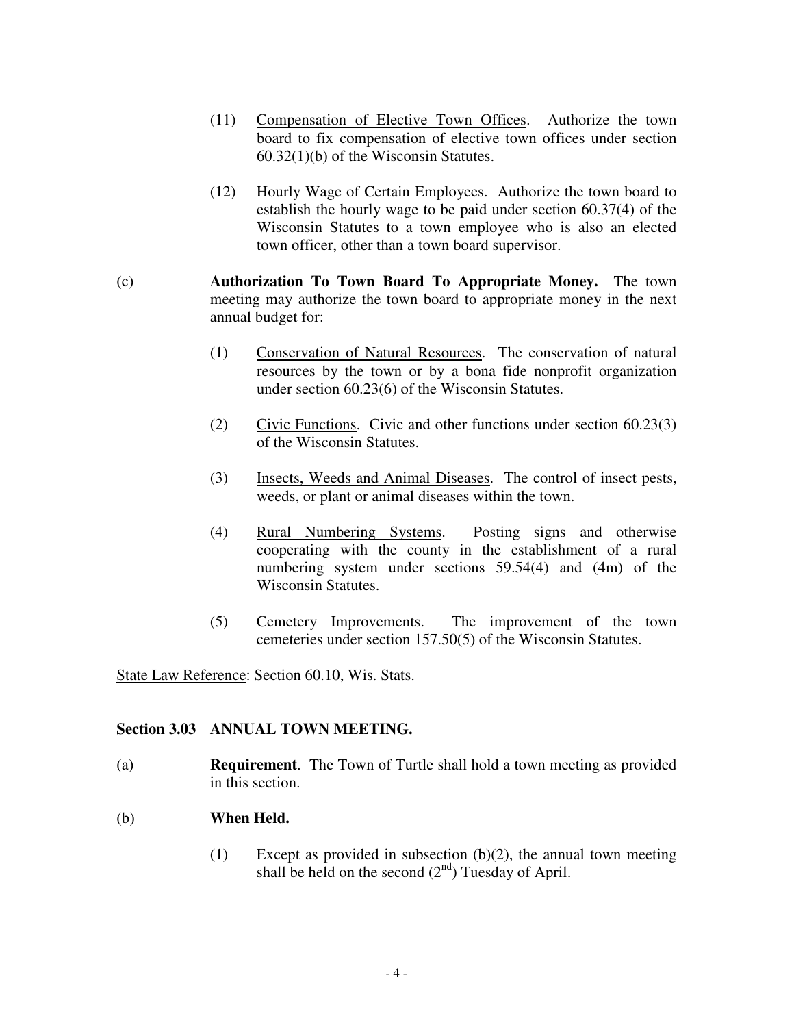(11) Compensation of Elective Town Offices. Authorize the town board to fix compensation of elective town offices under section 60.32(1)(b) of the Wisconsin Statutes.

(12) Hourly Wage of Certain Employees. Authorize the town board to establish the hourly wage to be paid under section 60.37(4) of the Wisconsin Statutes to a town employee who is also an elected town officer, other than a town board supervisor.

(c) **Authorization To Town Board To Appropriate Money.** The town meeting may authorize the town board to appropriate money in the next annual budget for:

(1) Conservation of Natural Resources. The conservation of natural resources by the town or by a bona fide nonprofit organization under section 60.23(6) of the Wisconsin Statutes.

(2) Civic Functions. Civic and other functions under section 60.23(3) of the Wisconsin Statutes.

(3) Insects, Weeds and Animal Diseases. The control of insect pests, weeds, or plant or animal diseases within the town.

(4) Rural Numbering Systems. Posting signs and otherwise cooperating with the county in the establishment of a rural numbering system under sections 59.54(4) and (4m) of the Wisconsin Statutes.

(5) Cemetery Improvements. The improvement of the town cemeteries under section 157.50(5) of the Wisconsin Statutes.

State Law Reference: Section 60.10, Wis. Stats.

## Section 3.03 ANNUAL TOWN MEETING.

(a) **Requirement**. The Town of Turtle shall hold a town meeting as provided in this section.

(b) **When Held.**

(1) Except as provided in subsection (b)(2), the annual town meeting shall be held on the second (2nd) Tuesday of April.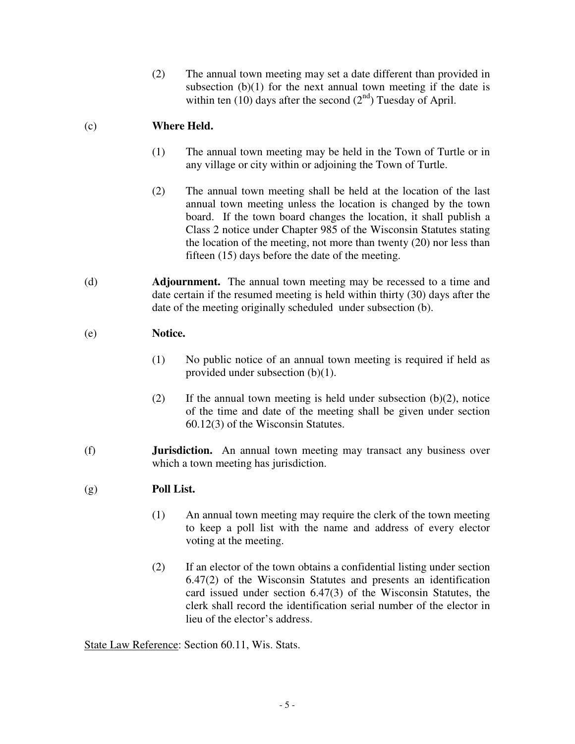(2) The annual town meeting may set a date different than provided in subsection (b)(1) for the next annual town meeting if the date is within ten (10) days after the second (2nd) Tuesday of April.

(c) **Where Held.**

(1) The annual town meeting may be held in the Town of Turtle or in any village or city within or adjoining the Town of Turtle.

(2) The annual town meeting shall be held at the location of the last annual town meeting unless the location is changed by the town board. If the town board changes the location, it shall publish a Class 2 notice under Chapter 985 of the Wisconsin Statutes stating the location of the meeting, not more than twenty (20) nor less than fifteen (15) days before the date of the meeting.

(d) **Adjournment.** The annual town meeting may be recessed to a time and date certain if the resumed meeting is held within thirty (30) days after the date of the meeting originally scheduled under subsection (b).

(e) **Notice.**

(1) No public notice of an annual town meeting is required if held as provided under subsection (b)(1).

(2) If the annual town meeting is held under subsection (b)(2), notice of the time and date of the meeting shall be given under section 60.12(3) of the Wisconsin Statutes.

(f) **Jurisdiction.** An annual town meeting may transact any business over which a town meeting has jurisdiction.

(g) **Poll List.**

(1) An annual town meeting may require the clerk of the town meeting to keep a poll list with the name and address of every elector voting at the meeting.

(2) If an elector of the town obtains a confidential listing under section 6.47(2) of the Wisconsin Statutes and presents an identification card issued under section 6.47(3) of the Wisconsin Statutes, the clerk shall record the identification serial number of the elector in lieu of the elector's address.

State Law Reference: Section 60.11, Wis. Stats.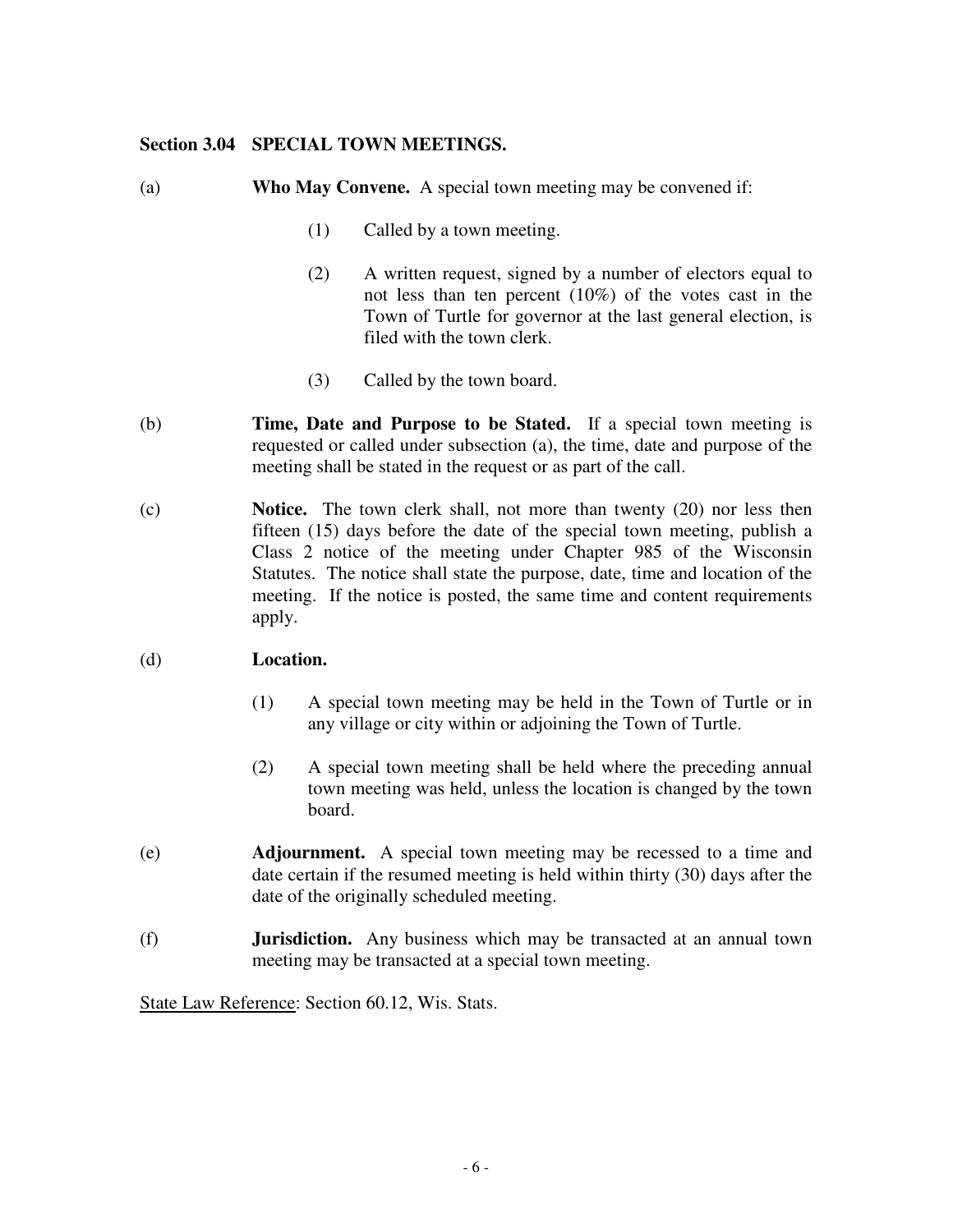### Section 3.04 SPECIAL TOWN MEETINGS.

(a) **Who May Convene.** A special town meeting may be convened if:

> (1) Called by a town meeting.
>
> (2) A written request, signed by a number of electors equal to not less than ten percent (10%) of the votes cast in the Town of Turtle for governor at the last general election, is filed with the town clerk.
>
> (3) Called by the town board.

(b) **Time, Date and Purpose to be Stated.** If a special town meeting is requested or called under subsection (a), the time, date and purpose of the meeting shall be stated in the request or as part of the call.

(c) **Notice.** The town clerk shall, not more than twenty (20) nor less then fifteen (15) days before the date of the special town meeting, publish a Class 2 notice of the meeting under Chapter 985 of the Wisconsin Statutes. The notice shall state the purpose, date, time and location of the meeting. If the notice is posted, the same time and content requirements apply.

(d) **Location.**

> (1) A special town meeting may be held in the Town of Turtle or in any village or city within or adjoining the Town of Turtle.
>
> (2) A special town meeting shall be held where the preceding annual town meeting was held, unless the location is changed by the town board.

(e) **Adjournment.** A special town meeting may be recessed to a time and date certain if the resumed meeting is held within thirty (30) days after the date of the originally scheduled meeting.

(f) **Jurisdiction.** Any business which may be transacted at an annual town meeting may be transacted at a special town meeting.

State Law Reference: Section 60.12, Wis. Stats.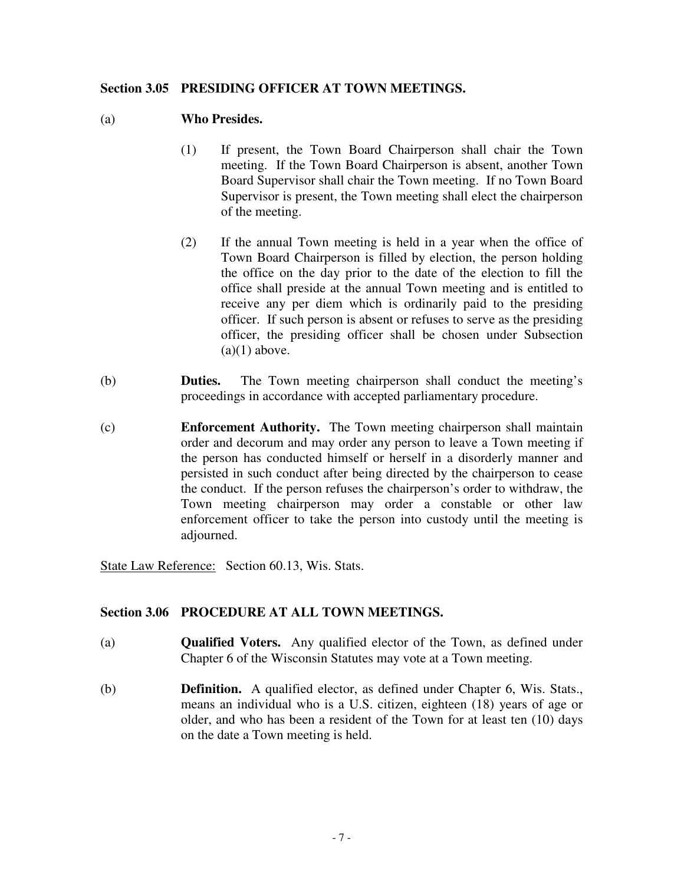## Section 3.05 PRESIDING OFFICER AT TOWN MEETINGS.

(a) **Who Presides.**

(1) If present, the Town Board Chairperson shall chair the Town meeting. If the Town Board Chairperson is absent, another Town Board Supervisor shall chair the Town meeting. If no Town Board Supervisor is present, the Town meeting shall elect the chairperson of the meeting.

(2) If the annual Town meeting is held in a year when the office of Town Board Chairperson is filled by election, the person holding the office on the day prior to the date of the election to fill the office shall preside at the annual Town meeting and is entitled to receive any per diem which is ordinarily paid to the presiding officer. If such person is absent or refuses to serve as the presiding officer, the presiding officer shall be chosen under Subsection (a)(1) above.

(b) **Duties.** The Town meeting chairperson shall conduct the meeting's proceedings in accordance with accepted parliamentary procedure.

(c) **Enforcement Authority.** The Town meeting chairperson shall maintain order and decorum and may order any person to leave a Town meeting if the person has conducted himself or herself in a disorderly manner and persisted in such conduct after being directed by the chairperson to cease the conduct. If the person refuses the chairperson's order to withdraw, the Town meeting chairperson may order a constable or other law enforcement officer to take the person into custody until the meeting is adjourned.

State Law Reference: Section 60.13, Wis. Stats.

## Section 3.06 PROCEDURE AT ALL TOWN MEETINGS.

(a) **Qualified Voters.** Any qualified elector of the Town, as defined under Chapter 6 of the Wisconsin Statutes may vote at a Town meeting.

(b) **Definition.** A qualified elector, as defined under Chapter 6, Wis. Stats., means an individual who is a U.S. citizen, eighteen (18) years of age or older, and who has been a resident of the Town for at least ten (10) days on the date a Town meeting is held.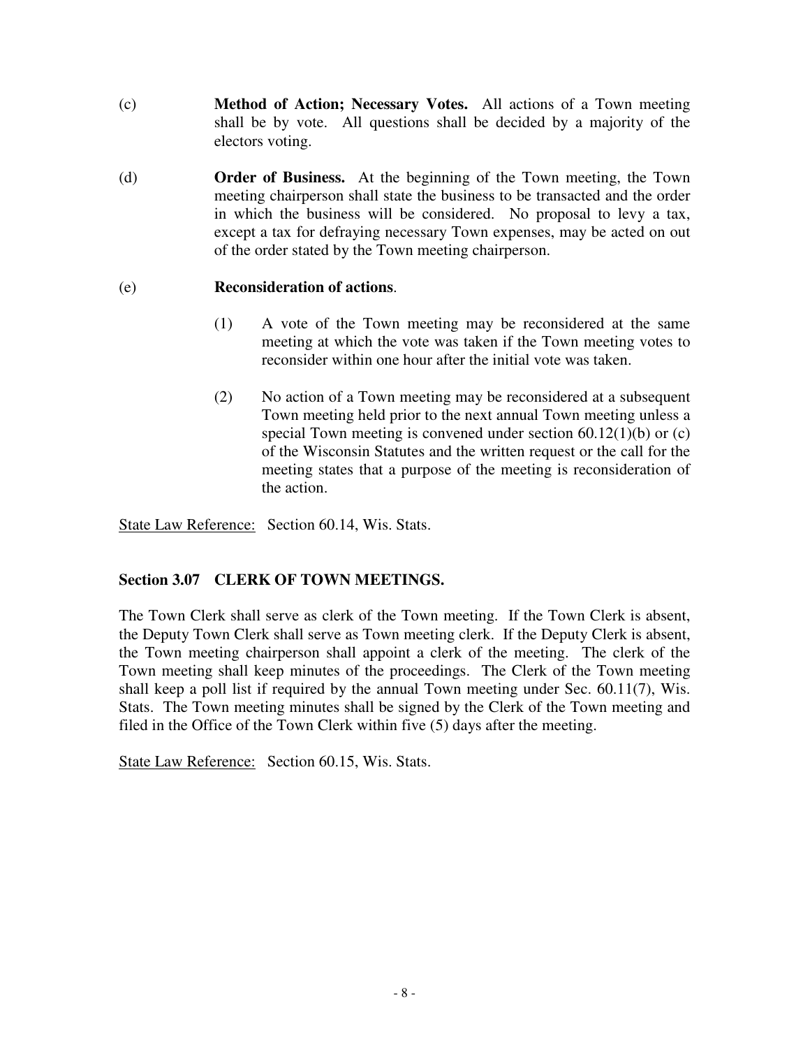(c) **Method of Action; Necessary Votes.** All actions of a Town meeting shall be by vote. All questions shall be decided by a majority of the electors voting.

(d) **Order of Business.** At the beginning of the Town meeting, the Town meeting chairperson shall state the business to be transacted and the order in which the business will be considered. No proposal to levy a tax, except a tax for defraying necessary Town expenses, may be acted on out of the order stated by the Town meeting chairperson.

(e) **Reconsideration of actions**.

(1) A vote of the Town meeting may be reconsidered at the same meeting at which the vote was taken if the Town meeting votes to reconsider within one hour after the initial vote was taken.

(2) No action of a Town meeting may be reconsidered at a subsequent Town meeting held prior to the next annual Town meeting unless a special Town meeting is convened under section 60.12(1)(b) or (c) of the Wisconsin Statutes and the written request or the call for the meeting states that a purpose of the meeting is reconsideration of the action.

State Law Reference: Section 60.14, Wis. Stats.

### Section 3.07 CLERK OF TOWN MEETINGS.

The Town Clerk shall serve as clerk of the Town meeting. If the Town Clerk is absent, the Deputy Town Clerk shall serve as Town meeting clerk. If the Deputy Clerk is absent, the Town meeting chairperson shall appoint a clerk of the meeting. The clerk of the Town meeting shall keep minutes of the proceedings. The Clerk of the Town meeting shall keep a poll list if required by the annual Town meeting under Sec. 60.11(7), Wis. Stats. The Town meeting minutes shall be signed by the Clerk of the Town meeting and filed in the Office of the Town Clerk within five (5) days after the meeting.

State Law Reference: Section 60.15, Wis. Stats.